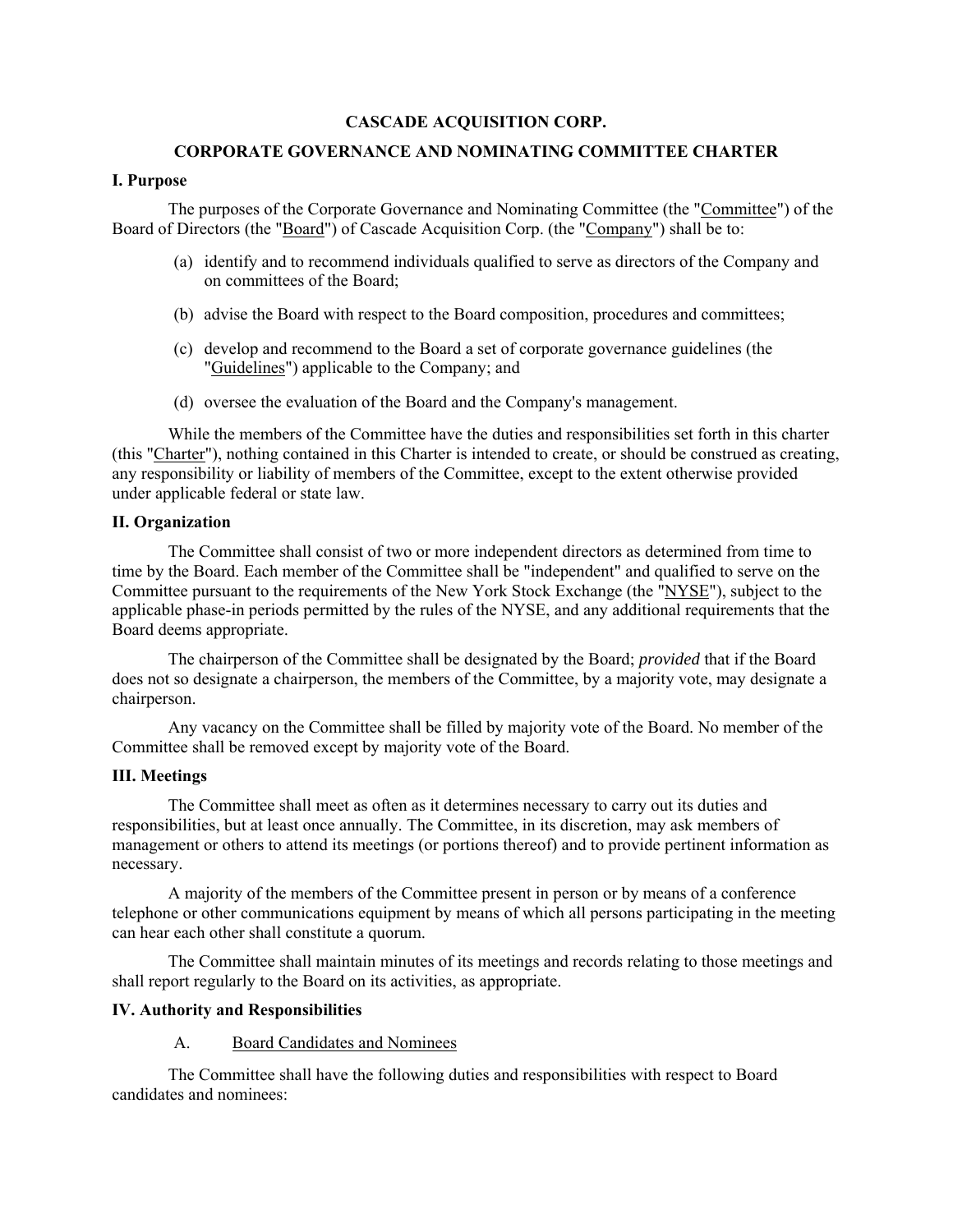# CASCADE ACQUISITION CORP.

## CORPORATE GOVERNANCE AND NOMINATING COMMITTEE CHARTER

### I. Purpose

The purposes of the Corporate Governance and Nominating Committee (the "Committee") of the Board of Directors (the "Board") of Cascade Acquisition Corp. (the "Company") shall be to:

(a) identify and to recommend individuals qualified to serve as directors of the Company and on committees of the Board;

(b) advise the Board with respect to the Board composition, procedures and committees;

(c) develop and recommend to the Board a set of corporate governance guidelines (the "Guidelines") applicable to the Company; and

(d) oversee the evaluation of the Board and the Company's management.

While the members of the Committee have the duties and responsibilities set forth in this charter (this "Charter"), nothing contained in this Charter is intended to create, or should be construed as creating, any responsibility or liability of members of the Committee, except to the extent otherwise provided under applicable federal or state law.

### II. Organization

The Committee shall consist of two or more independent directors as determined from time to time by the Board. Each member of the Committee shall be "independent" and qualified to serve on the Committee pursuant to the requirements of the New York Stock Exchange (the "NYSE"), subject to the applicable phase-in periods permitted by the rules of the NYSE, and any additional requirements that the Board deems appropriate.

The chairperson of the Committee shall be designated by the Board; *provided* that if the Board does not so designate a chairperson, the members of the Committee, by a majority vote, may designate a chairperson.

Any vacancy on the Committee shall be filled by majority vote of the Board. No member of the Committee shall be removed except by majority vote of the Board.

### III. Meetings

The Committee shall meet as often as it determines necessary to carry out its duties and responsibilities, but at least once annually. The Committee, in its discretion, may ask members of management or others to attend its meetings (or portions thereof) and to provide pertinent information as necessary.

A majority of the members of the Committee present in person or by means of a conference telephone or other communications equipment by means of which all persons participating in the meeting can hear each other shall constitute a quorum.

The Committee shall maintain minutes of its meetings and records relating to those meetings and shall report regularly to the Board on its activities, as appropriate.

### IV. Authority and Responsibilities

A. Board Candidates and Nominees

The Committee shall have the following duties and responsibilities with respect to Board candidates and nominees: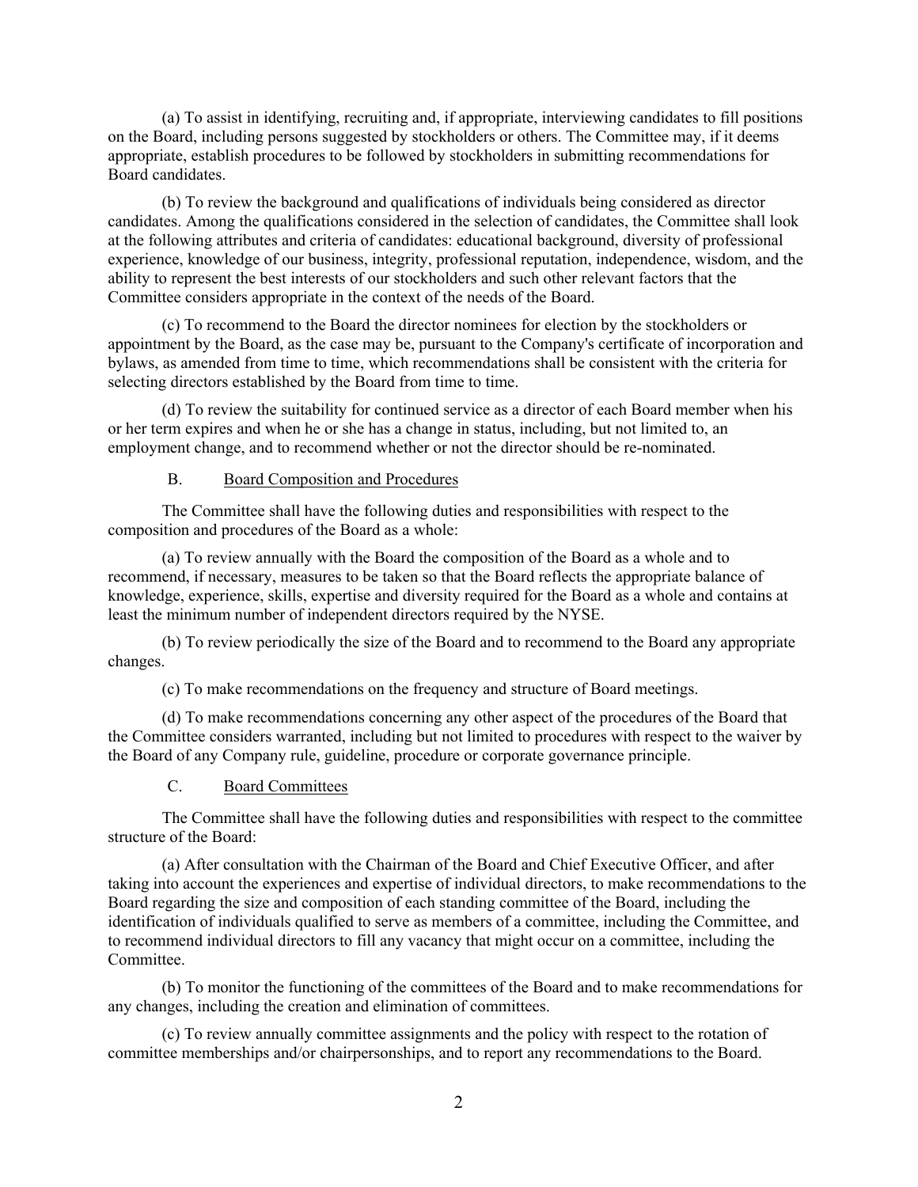(a) To assist in identifying, recruiting and, if appropriate, interviewing candidates to fill positions on the Board, including persons suggested by stockholders or others. The Committee may, if it deems appropriate, establish procedures to be followed by stockholders in submitting recommendations for Board candidates.

(b) To review the background and qualifications of individuals being considered as director candidates. Among the qualifications considered in the selection of candidates, the Committee shall look at the following attributes and criteria of candidates: educational background, diversity of professional experience, knowledge of our business, integrity, professional reputation, independence, wisdom, and the ability to represent the best interests of our stockholders and such other relevant factors that the Committee considers appropriate in the context of the needs of the Board.

(c) To recommend to the Board the director nominees for election by the stockholders or appointment by the Board, as the case may be, pursuant to the Company's certificate of incorporation and bylaws, as amended from time to time, which recommendations shall be consistent with the criteria for selecting directors established by the Board from time to time.

(d) To review the suitability for continued service as a director of each Board member when his or her term expires and when he or she has a change in status, including, but not limited to, an employment change, and to recommend whether or not the director should be re-nominated.

B. Board Composition and Procedures

The Committee shall have the following duties and responsibilities with respect to the composition and procedures of the Board as a whole:

(a) To review annually with the Board the composition of the Board as a whole and to recommend, if necessary, measures to be taken so that the Board reflects the appropriate balance of knowledge, experience, skills, expertise and diversity required for the Board as a whole and contains at least the minimum number of independent directors required by the NYSE.

(b) To review periodically the size of the Board and to recommend to the Board any appropriate changes.

(c) To make recommendations on the frequency and structure of Board meetings.

(d) To make recommendations concerning any other aspect of the procedures of the Board that the Committee considers warranted, including but not limited to procedures with respect to the waiver by the Board of any Company rule, guideline, procedure or corporate governance principle.

C. Board Committees

The Committee shall have the following duties and responsibilities with respect to the committee structure of the Board:

(a) After consultation with the Chairman of the Board and Chief Executive Officer, and after taking into account the experiences and expertise of individual directors, to make recommendations to the Board regarding the size and composition of each standing committee of the Board, including the identification of individuals qualified to serve as members of a committee, including the Committee, and to recommend individual directors to fill any vacancy that might occur on a committee, including the Committee.

(b) To monitor the functioning of the committees of the Board and to make recommendations for any changes, including the creation and elimination of committees.

(c) To review annually committee assignments and the policy with respect to the rotation of committee memberships and/or chairpersonships, and to report any recommendations to the Board.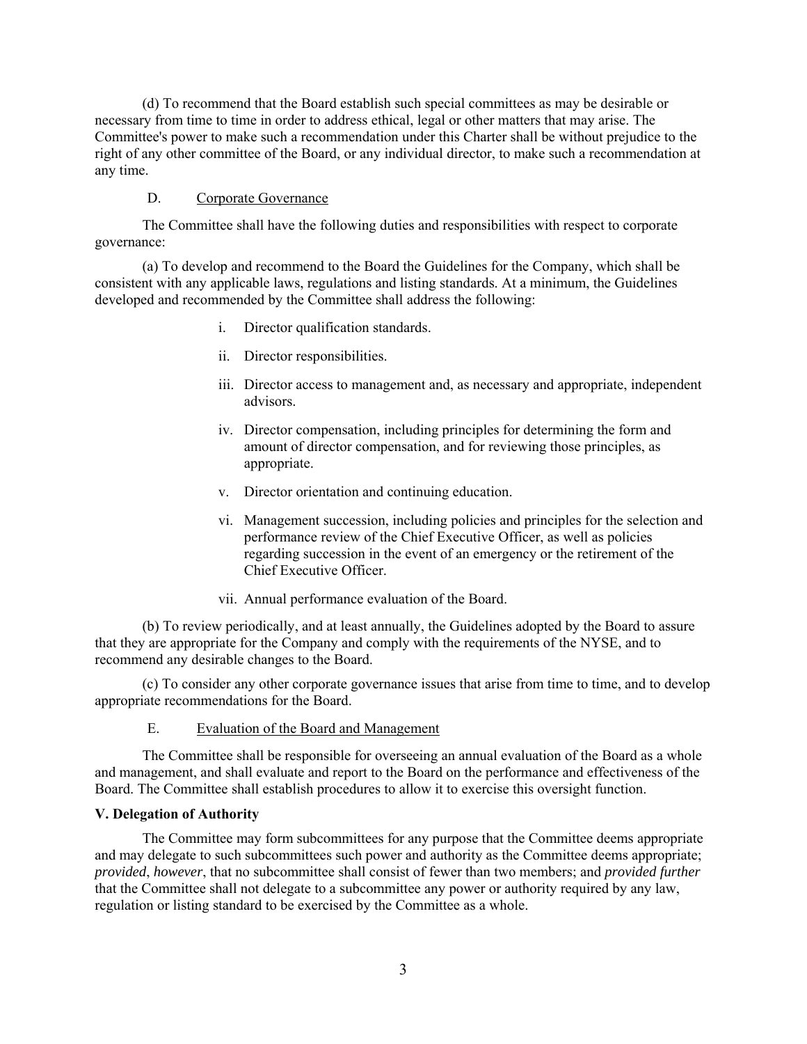(d) To recommend that the Board establish such special committees as may be desirable or necessary from time to time in order to address ethical, legal or other matters that may arise. The Committee's power to make such a recommendation under this Charter shall be without prejudice to the right of any other committee of the Board, or any individual director, to make such a recommendation at any time.

### D. Corporate Governance

The Committee shall have the following duties and responsibilities with respect to corporate governance:

(a) To develop and recommend to the Board the Guidelines for the Company, which shall be consistent with any applicable laws, regulations and listing standards. At a minimum, the Guidelines developed and recommended by the Committee shall address the following:

i. Director qualification standards.

ii. Director responsibilities.

iii. Director access to management and, as necessary and appropriate, independent advisors.

iv. Director compensation, including principles for determining the form and amount of director compensation, and for reviewing those principles, as appropriate.

v. Director orientation and continuing education.

vi. Management succession, including policies and principles for the selection and performance review of the Chief Executive Officer, as well as policies regarding succession in the event of an emergency or the retirement of the Chief Executive Officer.

vii. Annual performance evaluation of the Board.

(b) To review periodically, and at least annually, the Guidelines adopted by the Board to assure that they are appropriate for the Company and comply with the requirements of the NYSE, and to recommend any desirable changes to the Board.

(c) To consider any other corporate governance issues that arise from time to time, and to develop appropriate recommendations for the Board.

### E. Evaluation of the Board and Management

The Committee shall be responsible for overseeing an annual evaluation of the Board as a whole and management, and shall evaluate and report to the Board on the performance and effectiveness of the Board. The Committee shall establish procedures to allow it to exercise this oversight function.

## V. Delegation of Authority

The Committee may form subcommittees for any purpose that the Committee deems appropriate and may delegate to such subcommittees such power and authority as the Committee deems appropriate; *provided*, *however*, that no subcommittee shall consist of fewer than two members; and *provided further* that the Committee shall not delegate to a subcommittee any power or authority required by any law, regulation or listing standard to be exercised by the Committee as a whole.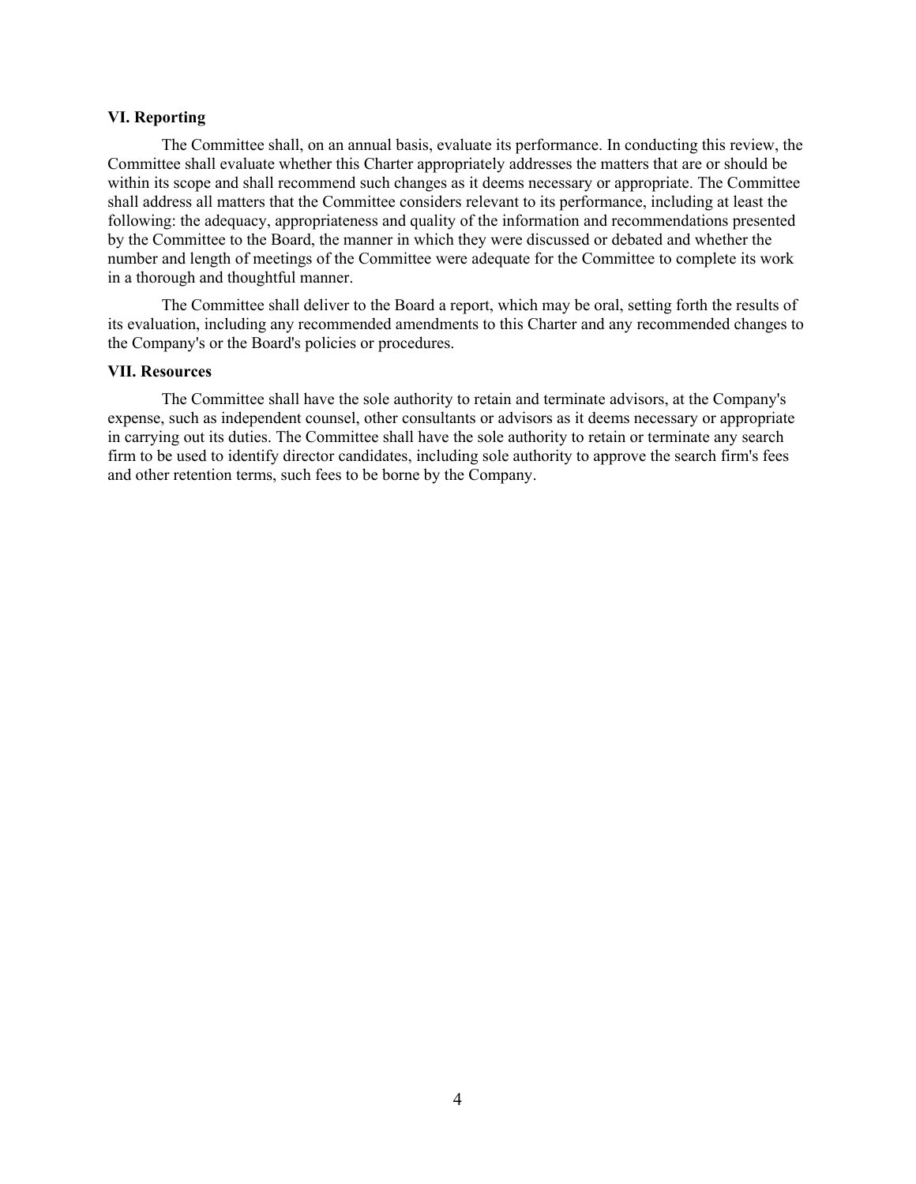### VI. Reporting

The Committee shall, on an annual basis, evaluate its performance. In conducting this review, the Committee shall evaluate whether this Charter appropriately addresses the matters that are or should be within its scope and shall recommend such changes as it deems necessary or appropriate. The Committee shall address all matters that the Committee considers relevant to its performance, including at least the following: the adequacy, appropriateness and quality of the information and recommendations presented by the Committee to the Board, the manner in which they were discussed or debated and whether the number and length of meetings of the Committee were adequate for the Committee to complete its work in a thorough and thoughtful manner.

The Committee shall deliver to the Board a report, which may be oral, setting forth the results of its evaluation, including any recommended amendments to this Charter and any recommended changes to the Company's or the Board's policies or procedures.

### VII. Resources

The Committee shall have the sole authority to retain and terminate advisors, at the Company's expense, such as independent counsel, other consultants or advisors as it deems necessary or appropriate in carrying out its duties. The Committee shall have the sole authority to retain or terminate any search firm to be used to identify director candidates, including sole authority to approve the search firm's fees and other retention terms, such fees to be borne by the Company.